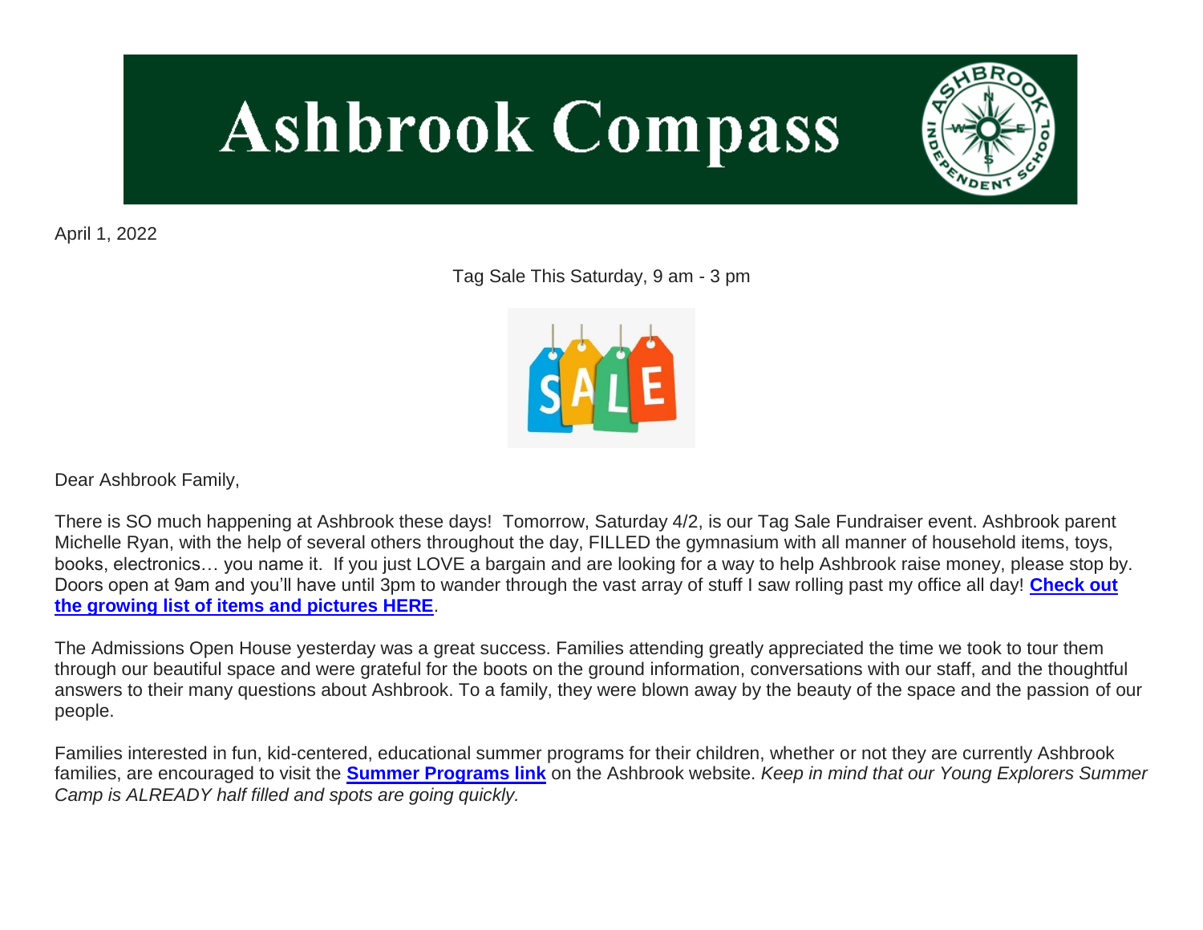# Ashbrook Compass

April 1, 2022

Tag Sale This Saturday, 9 am - 3 pm

Dear Ashbrook Family,

There is SO much happening at Ashbrook these days! Tomorrow, Saturday 4/2, is our Tag Sale Fundraiser event. Ashbrook parent Michelle Ryan, with the help of several others throughout the day, FILLED the gymnasium with all manner of household items, toys, books, electronics… you name it. If you just LOVE a bargain and are looking for a way to help Ashbrook raise money, please stop by. Doors open at 9am and you'll have until 3pm to wander through the vast array of stuff I saw rolling past my office all day! **Check out the growing list of items and pictures HERE**.

The Admissions Open House yesterday was a great success. Families attending greatly appreciated the time we took to tour them through our beautiful space and were grateful for the boots on the ground information, conversations with our staff, and the thoughtful answers to their many questions about Ashbrook. To a family, they were blown away by the beauty of the space and the passion of our people.

Families interested in fun, kid-centered, educational summer programs for their children, whether or not they are currently Ashbrook families, are encouraged to visit the **Summer Programs link** on the Ashbrook website. *Keep in mind that our Young Explorers Summer Camp is ALREADY half filled and spots are going quickly.*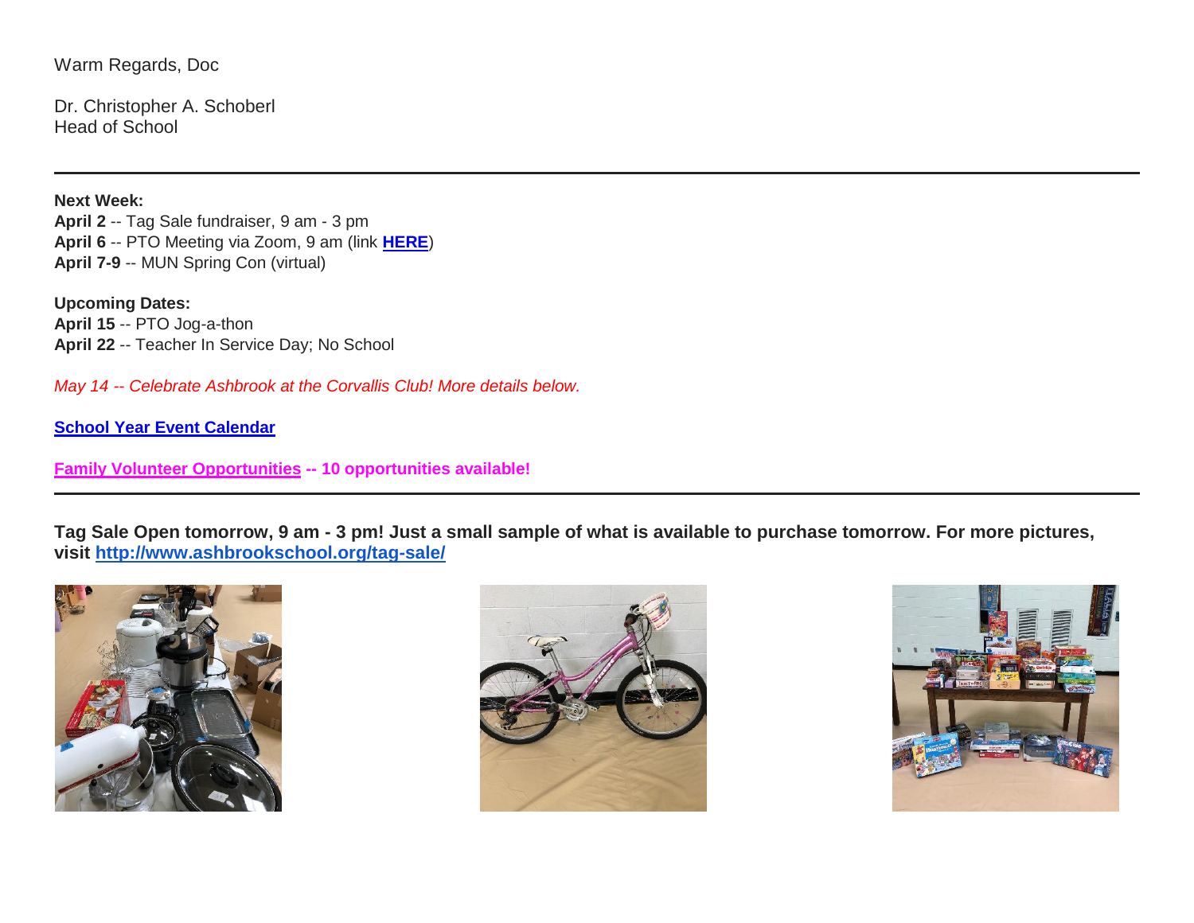Warm Regards, Doc

Dr. Christopher A. Schoberl
Head of School

---

**Next Week:**
**April 2** -- Tag Sale fundraiser, 9 am - 3 pm
**April 6** -- PTO Meeting via Zoom, 9 am (link **HERE**)
**April 7-9** -- MUN Spring Con (virtual)

**Upcoming Dates:**
**April 15** -- PTO Jog-a-thon
**April 22** -- Teacher In Service Day; No School

*May 14 -- Celebrate Ashbrook at the Corvallis Club! More details below.*

**School Year Event Calendar**

**Family Volunteer Opportunities -- 10 opportunities available!**

---

**Tag Sale Open tomorrow, 9 am - 3 pm! Just a small sample of what is available to purchase tomorrow. For more pictures, visit http://www.ashbrookschool.org/tag-sale/**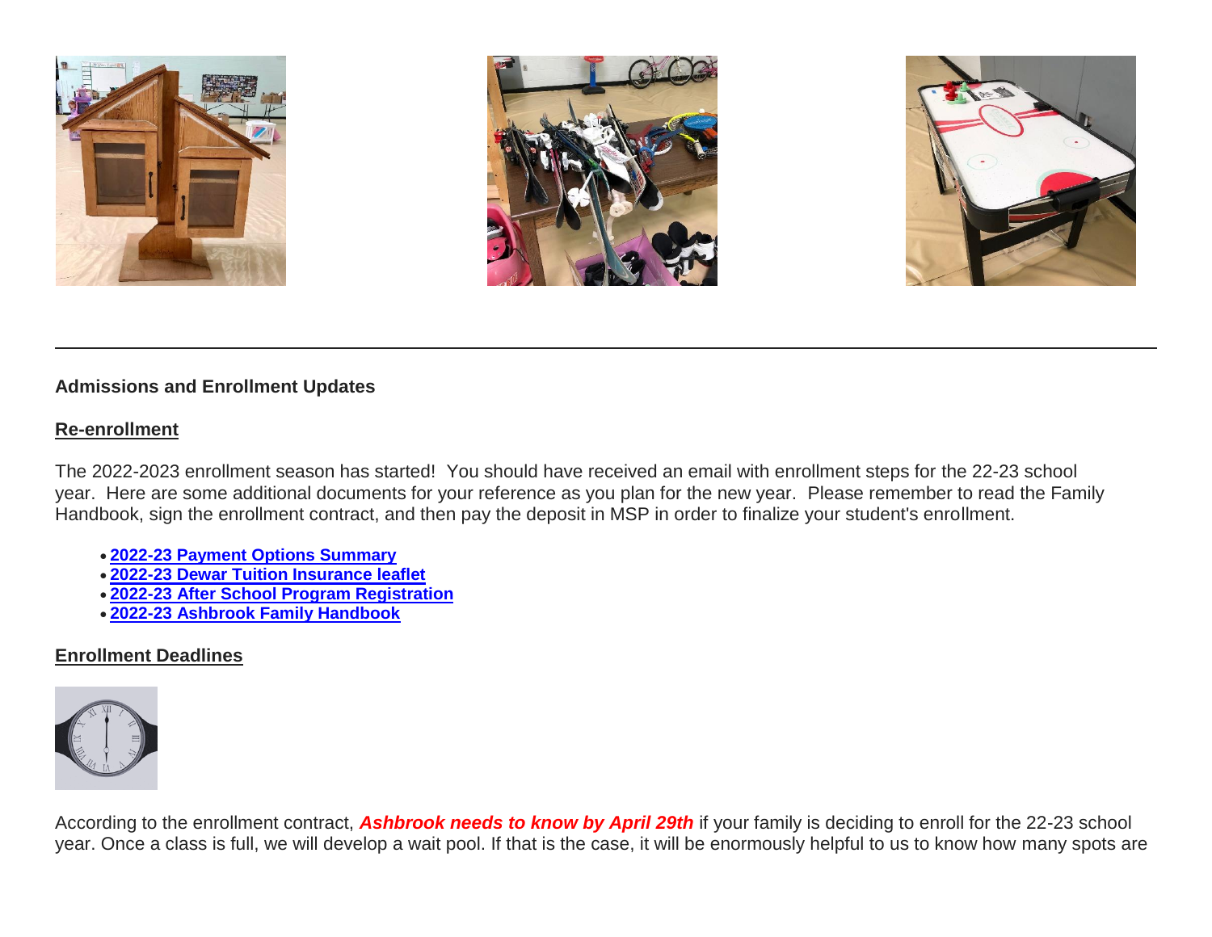**Admissions and Enrollment Updates**

**Re-enrollment**

The 2022-2023 enrollment season has started! You should have received an email with enrollment steps for the 22-23 school year. Here are some additional documents for your reference as you plan for the new year. Please remember to read the Family Handbook, sign the enrollment contract, and then pay the deposit in MSP in order to finalize your student's enrollment.

- **2022-23 Payment Options Summary**
- **2022-23 Dewar Tuition Insurance leaflet**
- **2022-23 After School Program Registration**
- **2022-23 Ashbrook Family Handbook**

**Enrollment Deadlines**

According to the enrollment contract, ***Ashbrook needs to know by April 29th*** if your family is deciding to enroll for the 22-23 school year. Once a class is full, we will develop a wait pool. If that is the case, it will be enormously helpful to us to know how many spots are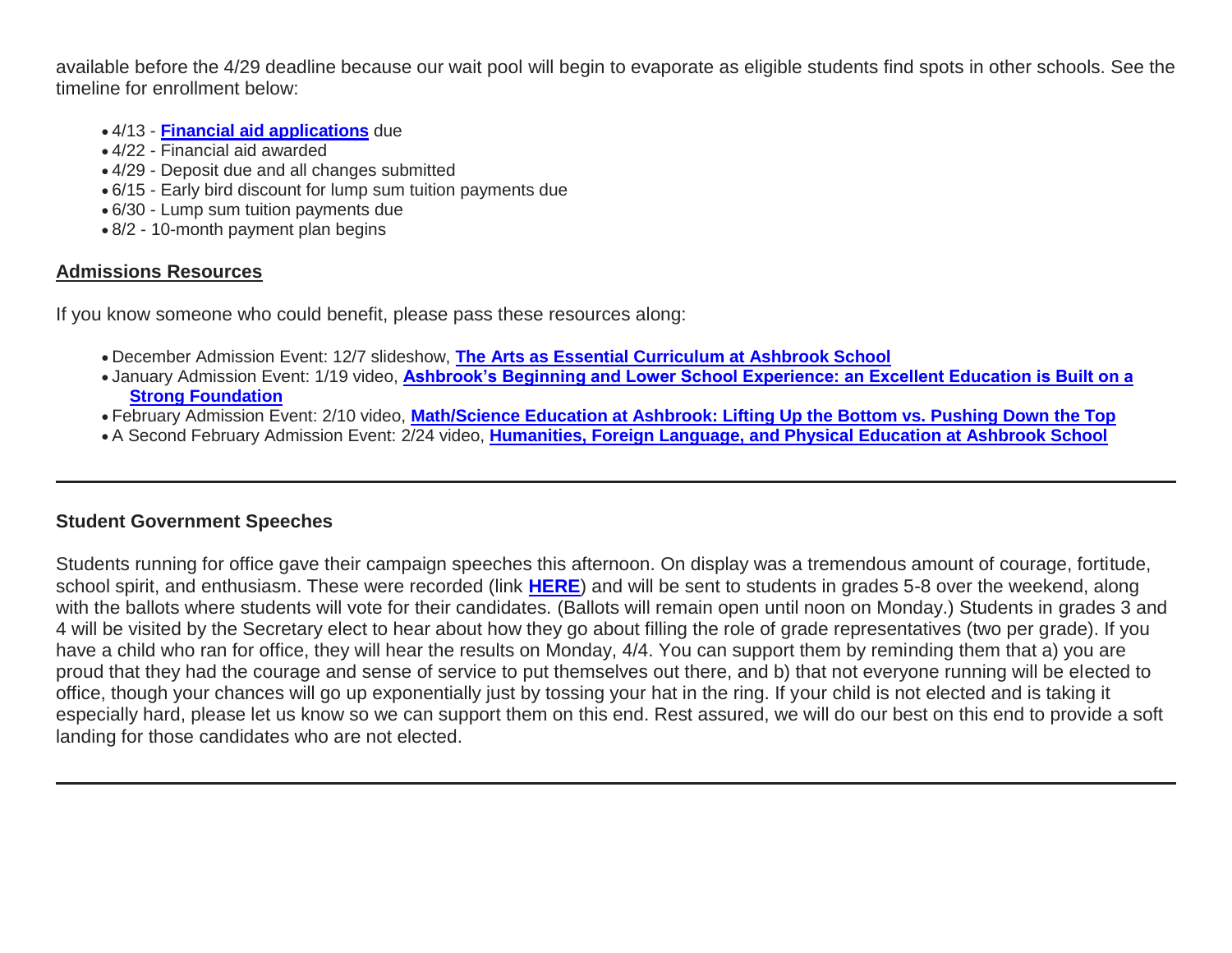available before the 4/29 deadline because our wait pool will begin to evaporate as eligible students find spots in other schools. See the timeline for enrollment below:

- 4/13 - **Financial aid applications** due
- 4/22 - Financial aid awarded
- 4/29 - Deposit due and all changes submitted
- 6/15 - Early bird discount for lump sum tuition payments due
- 6/30 - Lump sum tuition payments due
- 8/2 - 10-month payment plan begins

## Admissions Resources

If you know someone who could benefit, please pass these resources along:

- December Admission Event: 12/7 slideshow, **The Arts as Essential Curriculum at Ashbrook School**
- January Admission Event: 1/19 video, **Ashbrook's Beginning and Lower School Experience: an Excellent Education is Built on a Strong Foundation**
- February Admission Event: 2/10 video, **Math/Science Education at Ashbrook: Lifting Up the Bottom vs. Pushing Down the Top**
- A Second February Admission Event: 2/24 video, **Humanities, Foreign Language, and Physical Education at Ashbrook School**

---

## Student Government Speeches

Students running for office gave their campaign speeches this afternoon. On display was a tremendous amount of courage, fortitude, school spirit, and enthusiasm. These were recorded (link **HERE**) and will be sent to students in grades 5-8 over the weekend, along with the ballots where students will vote for their candidates. (Ballots will remain open until noon on Monday.) Students in grades 3 and 4 will be visited by the Secretary elect to hear about how they go about filling the role of grade representatives (two per grade). If you have a child who ran for office, they will hear the results on Monday, 4/4. You can support them by reminding them that a) you are proud that they had the courage and sense of service to put themselves out there, and b) that not everyone running will be elected to office, though your chances will go up exponentially just by tossing your hat in the ring. If your child is not elected and is taking it especially hard, please let us know so we can support them on this end. Rest assured, we will do our best on this end to provide a soft landing for those candidates who are not elected.

---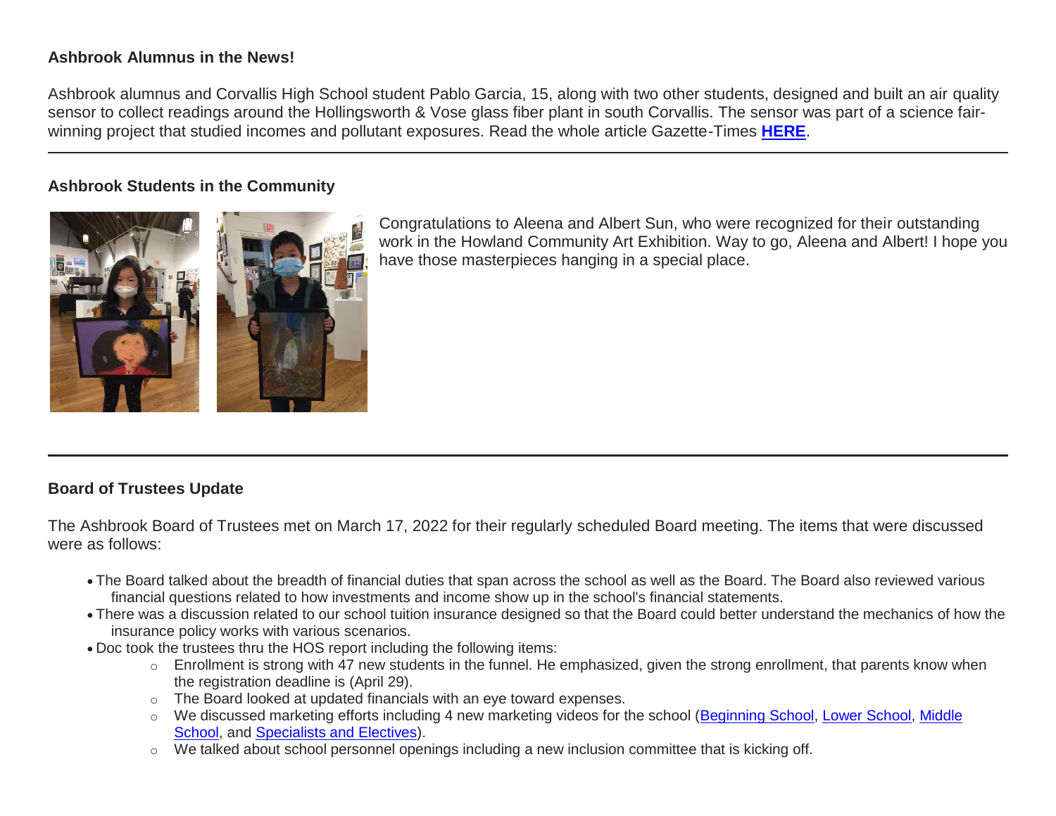**Ashbrook Alumnus in the News!**

Ashbrook alumnus and Corvallis High School student Pablo Garcia, 15, along with two other students, designed and built an air quality sensor to collect readings around the Hollingsworth & Vose glass fiber plant in south Corvallis. The sensor was part of a science fair-winning project that studied incomes and pollutant exposures. Read the whole article Gazette-Times **HERE**.

---

**Ashbrook Students in the Community**

Congratulations to Aleena and Albert Sun, who were recognized for their outstanding work in the Howland Community Art Exhibition. Way to go, Aleena and Albert! I hope you have those masterpieces hanging in a special place.

---

**Board of Trustees Update**

The Ashbrook Board of Trustees met on March 17, 2022 for their regularly scheduled Board meeting. The items that were discussed were as follows:

- The Board talked about the breadth of financial duties that span across the school as well as the Board. The Board also reviewed various financial questions related to how investments and income show up in the school's financial statements.
- There was a discussion related to our school tuition insurance designed so that the Board could better understand the mechanics of how the insurance policy works with various scenarios.
- Doc took the trustees thru the HOS report including the following items:
  - Enrollment is strong with 47 new students in the funnel. He emphasized, given the strong enrollment, that parents know when the registration deadline is (April 29).
  - The Board looked at updated financials with an eye toward expenses.
  - We discussed marketing efforts including 4 new marketing videos for the school (Beginning School, Lower School, Middle School, and Specialists and Electives).
  - We talked about school personnel openings including a new inclusion committee that is kicking off.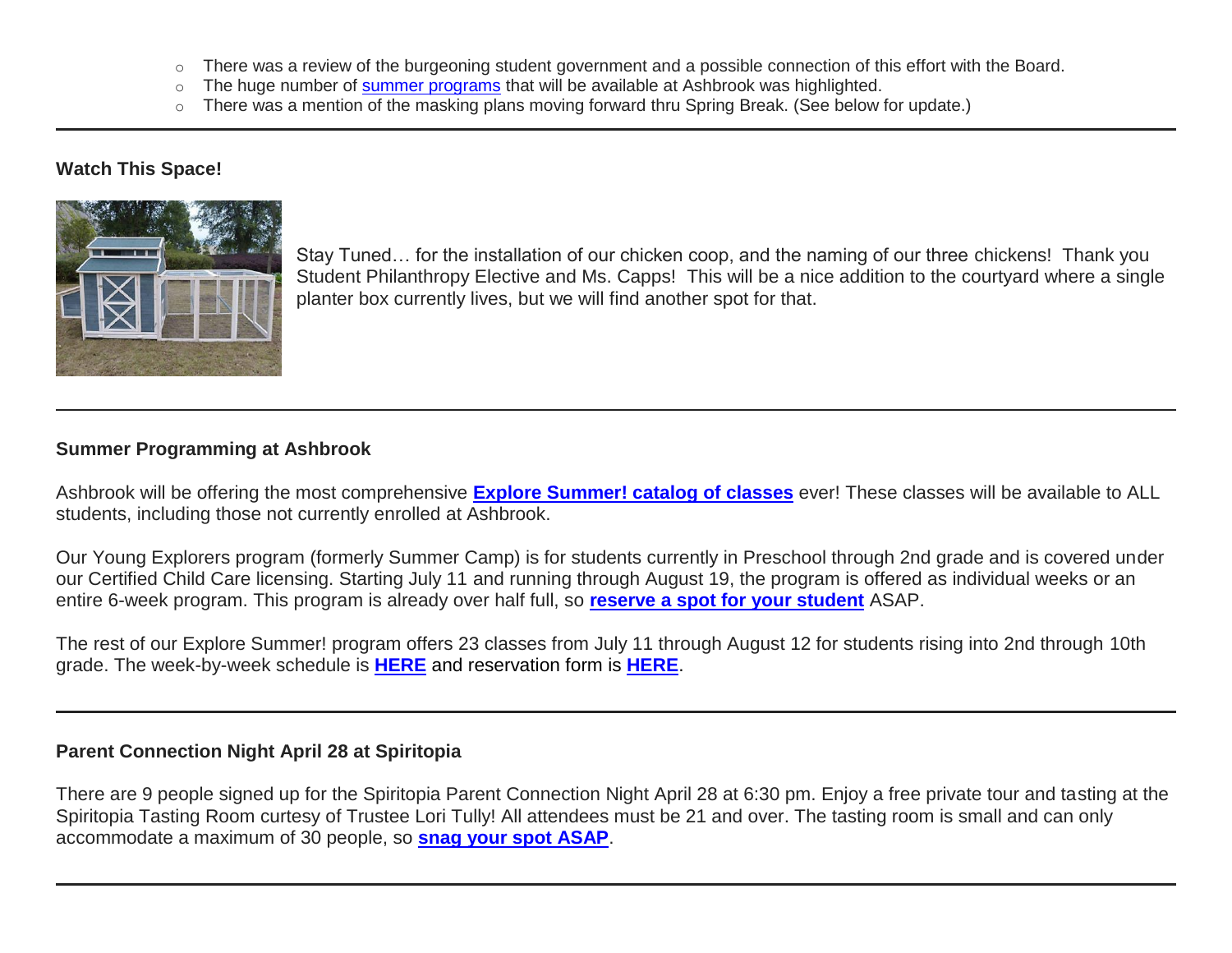- There was a review of the burgeoning student government and a possible connection of this effort with the Board.
- The huge number of summer programs that will be available at Ashbrook was highlighted.
- There was a mention of the masking plans moving forward thru Spring Break. (See below for update.)

---

**Watch This Space!**

Stay Tuned… for the installation of our chicken coop, and the naming of our three chickens! Thank you Student Philanthropy Elective and Ms. Capps! This will be a nice addition to the courtyard where a single planter box currently lives, but we will find another spot for that.

---

**Summer Programming at Ashbrook**

Ashbrook will be offering the most comprehensive **Explore Summer! catalog of classes** ever! These classes will be available to ALL students, including those not currently enrolled at Ashbrook.

Our Young Explorers program (formerly Summer Camp) is for students currently in Preschool through 2nd grade and is covered under our Certified Child Care licensing. Starting July 11 and running through August 19, the program is offered as individual weeks or an entire 6-week program. This program is already over half full, so **reserve a spot for your student** ASAP.

The rest of our Explore Summer! program offers 23 classes from July 11 through August 12 for students rising into 2nd through 10th grade. The week-by-week schedule is **HERE** and reservation form is **HERE**.

---

**Parent Connection Night April 28 at Spiritopia**

There are 9 people signed up for the Spiritopia Parent Connection Night April 28 at 6:30 pm. Enjoy a free private tour and tasting at the Spiritopia Tasting Room curtesy of Trustee Lori Tully! All attendees must be 21 and over. The tasting room is small and can only accommodate a maximum of 30 people, so **snag your spot ASAP**.

---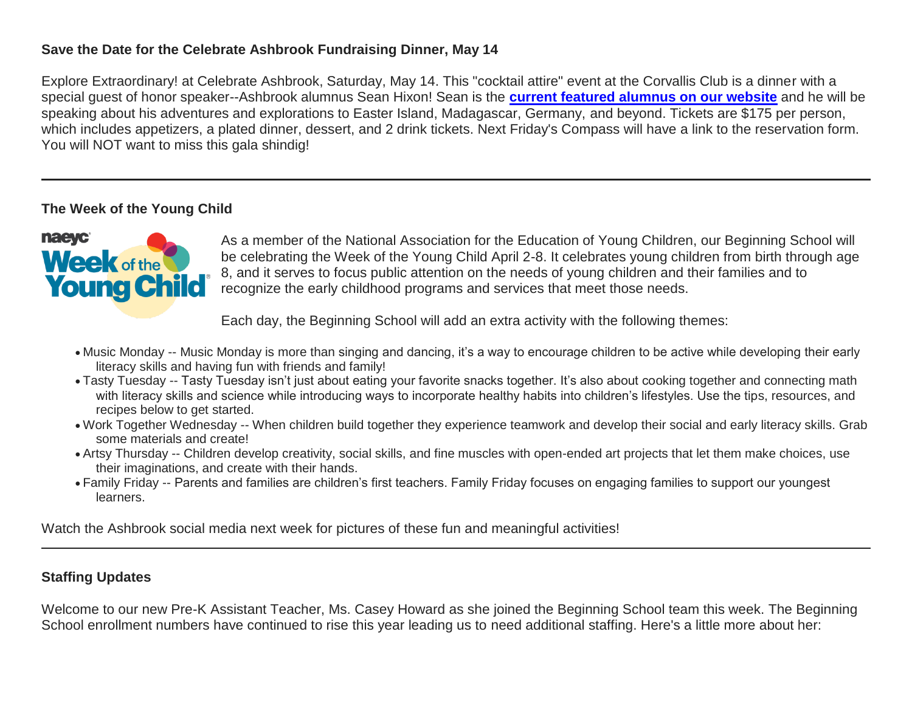**Save the Date for the Celebrate Ashbrook Fundraising Dinner, May 14**

Explore Extraordinary! at Celebrate Ashbrook, Saturday, May 14. This "cocktail attire" event at the Corvallis Club is a dinner with a special guest of honor speaker--Ashbrook alumnus Sean Hixon! Sean is the **current featured alumnus on our website** and he will be speaking about his adventures and explorations to Easter Island, Madagascar, Germany, and beyond. Tickets are $175 per person, which includes appetizers, a plated dinner, dessert, and 2 drink tickets. Next Friday's Compass will have a link to the reservation form. You will NOT want to miss this gala shindig!

---

**The Week of the Young Child**

As a member of the National Association for the Education of Young Children, our Beginning School will be celebrating the Week of the Young Child April 2-8. It celebrates young children from birth through age 8, and it serves to focus public attention on the needs of young children and their families and to recognize the early childhood programs and services that meet those needs.

Each day, the Beginning School will add an extra activity with the following themes:

- Music Monday -- Music Monday is more than singing and dancing, it's a way to encourage children to be active while developing their early literacy skills and having fun with friends and family!
- Tasty Tuesday -- Tasty Tuesday isn't just about eating your favorite snacks together. It's also about cooking together and connecting math with literacy skills and science while introducing ways to incorporate healthy habits into children's lifestyles. Use the tips, resources, and recipes below to get started.
- Work Together Wednesday -- When children build together they experience teamwork and develop their social and early literacy skills. Grab some materials and create!
- Artsy Thursday -- Children develop creativity, social skills, and fine muscles with open-ended art projects that let them make choices, use their imaginations, and create with their hands.
- Family Friday -- Parents and families are children's first teachers. Family Friday focuses on engaging families to support our youngest learners.

Watch the Ashbrook social media next week for pictures of these fun and meaningful activities!

---

**Staffing Updates**

Welcome to our new Pre-K Assistant Teacher, Ms. Casey Howard as she joined the Beginning School team this week. The Beginning School enrollment numbers have continued to rise this year leading us to need additional staffing. Here's a little more about her: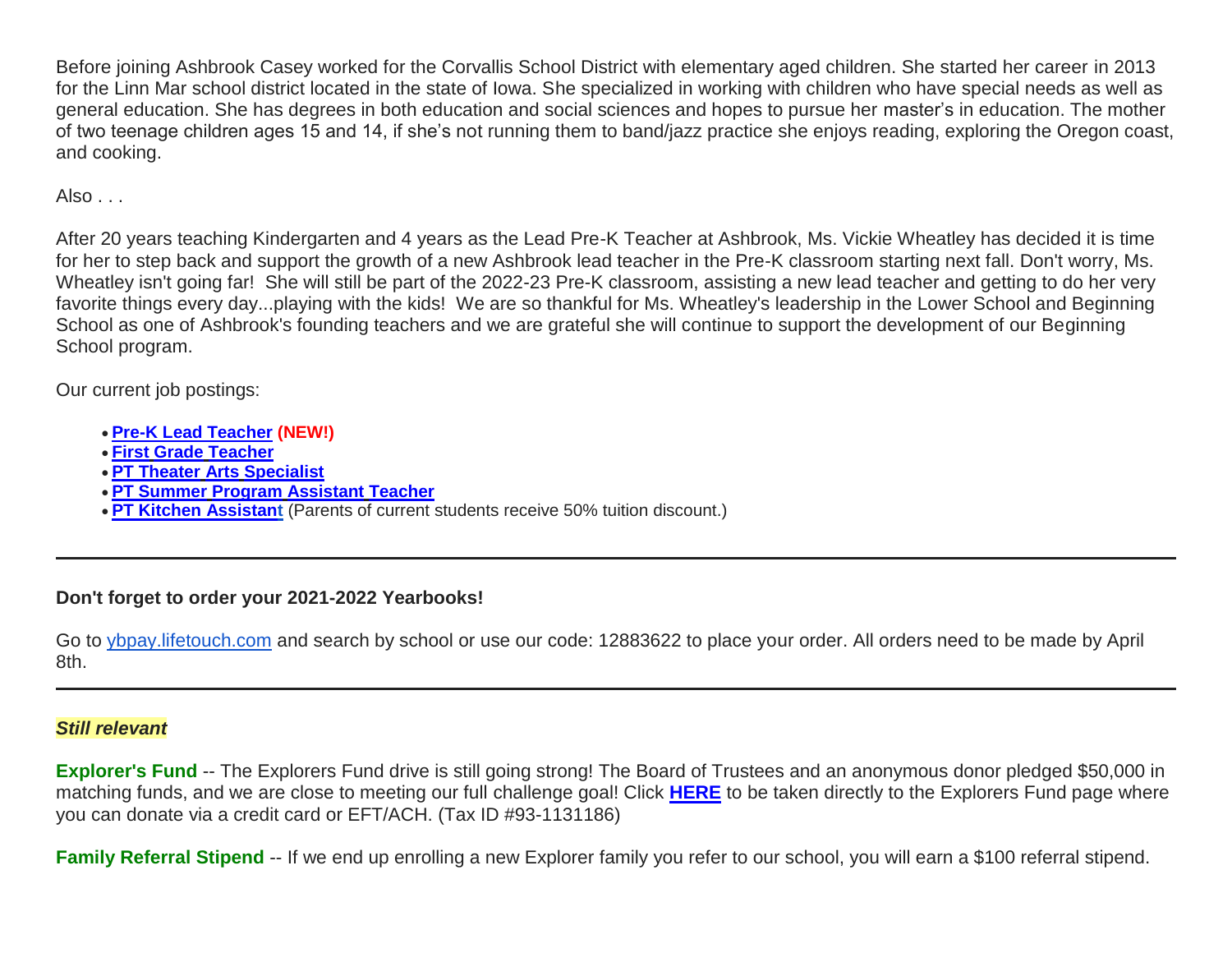Before joining Ashbrook Casey worked for the Corvallis School District with elementary aged children. She started her career in 2013 for the Linn Mar school district located in the state of Iowa. She specialized in working with children who have special needs as well as general education. She has degrees in both education and social sciences and hopes to pursue her master's in education. The mother of two teenage children ages 15 and 14, if she's not running them to band/jazz practice she enjoys reading, exploring the Oregon coast, and cooking.

Also . . .

After 20 years teaching Kindergarten and 4 years as the Lead Pre-K Teacher at Ashbrook, Ms. Vickie Wheatley has decided it is time for her to step back and support the growth of a new Ashbrook lead teacher in the Pre-K classroom starting next fall. Don't worry, Ms. Wheatley isn't going far! She will still be part of the 2022-23 Pre-K classroom, assisting a new lead teacher and getting to do her very favorite things every day...playing with the kids! We are so thankful for Ms. Wheatley's leadership in the Lower School and Beginning School as one of Ashbrook's founding teachers and we are grateful she will continue to support the development of our Beginning School program.

Our current job postings:

- **Pre-K Lead Teacher** **(NEW!)**
- **First Grade Teacher**
- **PT Theater Arts Specialist**
- **PT Summer Program Assistant Teacher**
- **PT Kitchen Assistant** (Parents of current students receive 50% tuition discount.)

---

**Don't forget to order your 2021-2022 Yearbooks!**

Go to ybpay.lifetouch.com and search by school or use our code: 12883622 to place your order. All orders need to be made by April 8th.

---

***Still relevant***

**Explorer's Fund** -- The Explorers Fund drive is still going strong! The Board of Trustees and an anonymous donor pledged $50,000 in matching funds, and we are close to meeting our full challenge goal! Click **HERE** to be taken directly to the Explorers Fund page where you can donate via a credit card or EFT/ACH. (Tax ID #93-1131186)

**Family Referral Stipend** -- If we end up enrolling a new Explorer family you refer to our school, you will earn a $100 referral stipend.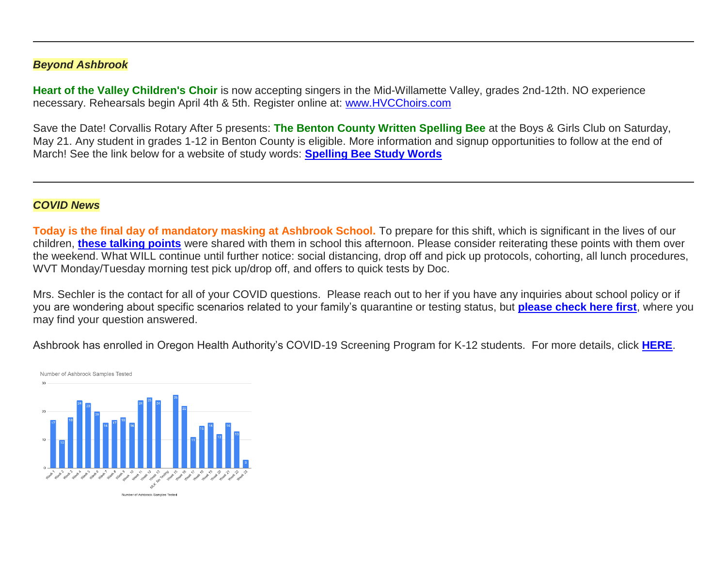---

***Beyond Ashbrook***

**Heart of the Valley Children's Choir** is now accepting singers in the Mid-Willamette Valley, grades 2nd-12th. NO experience necessary. Rehearsals begin April 4th & 5th. Register online at: www.HVCChoirs.com

Save the Date! Corvallis Rotary After 5 presents: **The Benton County Written Spelling Bee** at the Boys & Girls Club on Saturday, May 21. Any student in grades 1-12 in Benton County is eligible. More information and signup opportunities to follow at the end of March! See the link below for a website of study words: **Spelling Bee Study Words**

---

***COVID News***

**Today is the final day of mandatory masking at Ashbrook School.** To prepare for this shift, which is significant in the lives of our children, **these talking points** were shared with them in school this afternoon. Please consider reiterating these points with them over the weekend. What WILL continue until further notice: social distancing, drop off and pick up protocols, cohorting, all lunch procedures, WVT Monday/Tuesday morning test pick up/drop off, and offers to quick tests by Doc.

Mrs. Sechler is the contact for all of your COVID questions. Please reach out to her if you have any inquiries about school policy or if you are wondering about specific scenarios related to your family's quarantine or testing status, but **please check here first**, where you may find your question answered.

Ashbrook has enrolled in Oregon Health Authority's COVID-19 Screening Program for K-12 students. For more details, click **HERE**.

Number of Ashbrook Samples Tested

30
20
10
0

17 10 18 24 23 20 16 17 18 16 24 25 24 26 22 11 15 16 12 16 13 3

Week 1, Week 2, Week 3, Week 4, Week 5, Week 6, Week 7, Week 8, Week 9, Week 10, Week 11, Week 12, Week 13, MLK, No Testing, Week 15, Week 16, Week 17, Week 18, Week 19, Week 20, Week 21, Week 22, Week 23

Number of Ashbrook Samples Tested